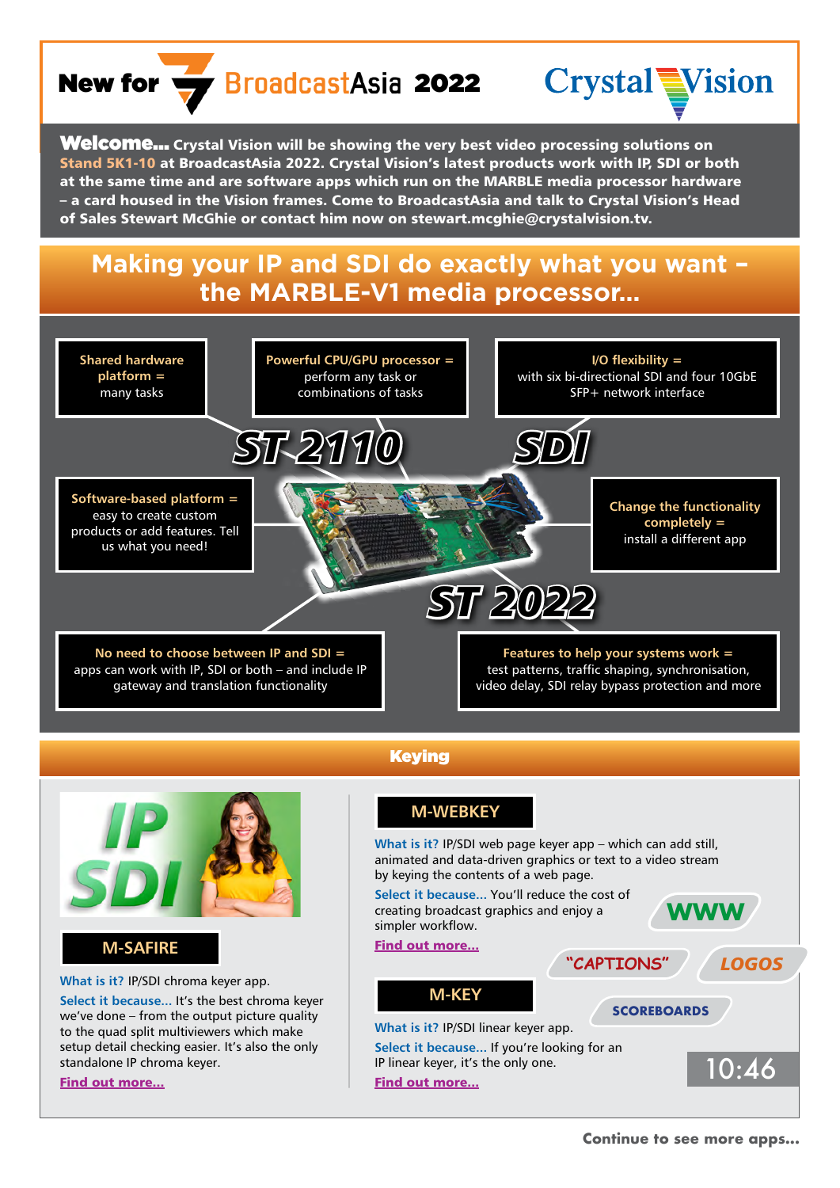New for BroadcastAsia 2022

Crystal Vision

**Welcome...** Crystal Vision will be showing the very best video processing solutions on **Stand 5K1-10** at BroadcastAsia 2022. Crystal Vision's latest products work with IP, SDI or both at the same time and are software apps which run on the MARBLE media processor hardware – a card housed in the Vision frames. Come to BroadcastAsia and talk to Crystal Vision's Head of Sales Stewart McGhie or contact him now on stewart.mcghie@crystalvision.tv.

# Making your IP and SDI do exactly what you want – the MARBLE-V1 media processor...

**Shared hardware platform =** many tasks

**Powerful CPU/GPU processor =** perform any task or combinations of tasks

**I/O flexibility =** with six bi-directional SDI and four 10GbE SFP+ network interface

ST 2110

SDI

**Software-based platform =** easy to create custom products or add features. Tell us what you need!

**Change the functionality completely =** install a different app

ST 2022

**No need to choose between IP and SDI =** apps can work with IP, SDI or both – and include IP gateway and translation functionality

**Features to help your systems work =** test patterns, traffic shaping, synchronisation, video delay, SDI relay bypass protection and more

## Keying

IP SDI

### M-SAFIRE

**What is it?** IP/SDI chroma keyer app.

**Select it because...** It's the best chroma keyer we've done – from the output picture quality to the quad split multiviewers which make setup detail checking easier. It's also the only standalone IP chroma keyer.

Find out more...

### M-WEBKEY

**What is it?** IP/SDI web page keyer app – which can add still, animated and data-driven graphics or text to a video stream by keying the contents of a web page.

**Select it because...** You'll reduce the cost of creating broadcast graphics and enjoy a simpler workflow.

Find out more...

WWW

"CAPTIONS"

LOGOS

SCOREBOARDS

### M-KEY

**What is it?** IP/SDI linear keyer app.

**Select it because...** If you're looking for an IP linear keyer, it's the only one.

Find out more...

10:46

**Continue to see more apps...**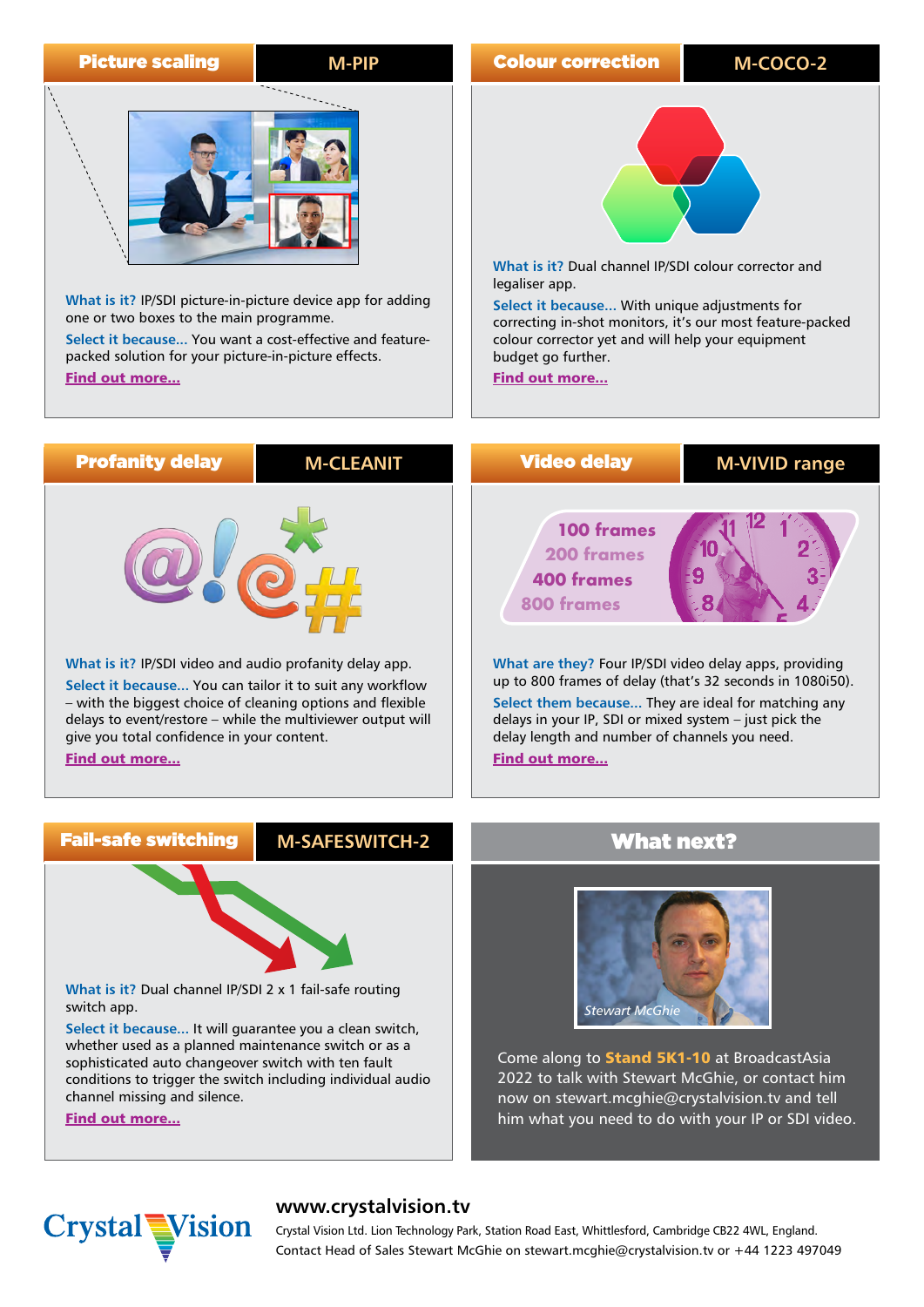## Picture scaling — M-PIP

**What is it?** IP/SDI picture-in-picture device app for adding one or two boxes to the main programme.

**Select it because...** You want a cost-effective and feature-packed solution for your picture-in-picture effects.

Find out more...

## Colour correction — M-COCO-2

**What is it?** Dual channel IP/SDI colour corrector and legaliser app.

**Select it because...** With unique adjustments for correcting in-shot monitors, it's our most feature-packed colour corrector yet and will help your equipment budget go further.

Find out more...

## Profanity delay — M-CLEANIT

**What is it?** IP/SDI video and audio profanity delay app.

**Select it because...** You can tailor it to suit any workflow – with the biggest choice of cleaning options and flexible delays to event/restore – while the multiviewer output will give you total confidence in your content.

Find out more...

## Video delay — M-VIVID range

100 frames
200 frames
400 frames
800 frames

**What are they?** Four IP/SDI video delay apps, providing up to 800 frames of delay (that's 32 seconds in 1080i50).

**Select them because...** They are ideal for matching any delays in your IP, SDI or mixed system – just pick the delay length and number of channels you need.

Find out more...

## Fail-safe switching — M-SAFESWITCH-2

**What is it?** Dual channel IP/SDI 2 x 1 fail-safe routing switch app.

**Select it because...** It will guarantee you a clean switch, whether used as a planned maintenance switch or as a sophisticated auto changeover switch with ten fault conditions to trigger the switch including individual audio channel missing and silence.

Find out more...

## What next?

*Stewart McGhie*

Come along to **Stand 5K1-10** at BroadcastAsia 2022 to talk with Stewart McGhie, or contact him now on stewart.mcghie@crystalvision.tv and tell him what you need to do with your IP or SDI video.

Crystal Vision

**www.crystalvision.tv**

Crystal Vision Ltd. Lion Technology Park, Station Road East, Whittlesford, Cambridge CB22 4WL, England.
Contact Head of Sales Stewart McGhie on stewart.mcghie@crystalvision.tv or +44 1223 497049